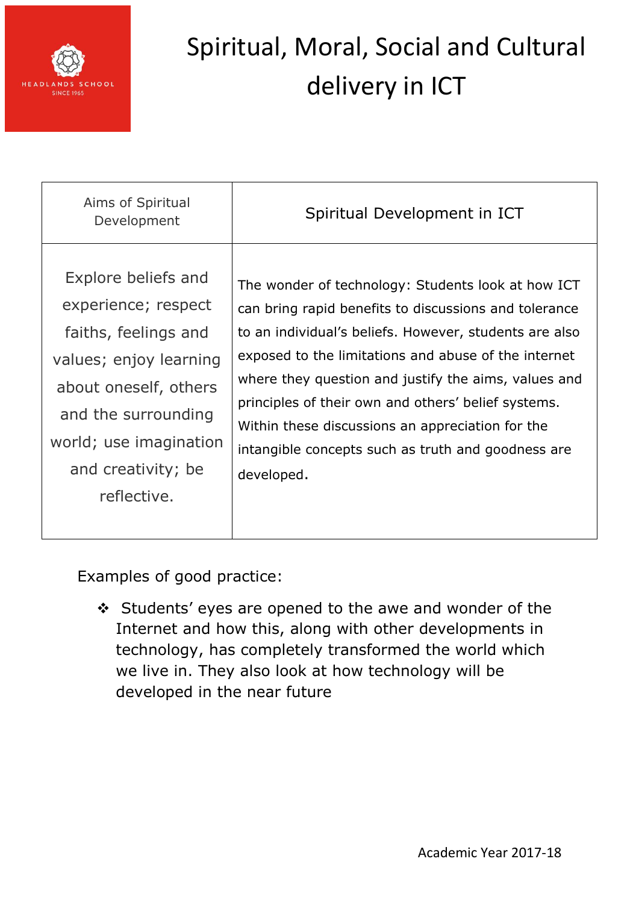HEADLANDS SCHOOL
SINCE 1965

# Spiritual, Moral, Social and Cultural delivery in ICT

| Aims of Spiritual Development | Spiritual Development in ICT |
|---|---|
| Explore beliefs and experience; respect faiths, feelings and values; enjoy learning about oneself, others and the surrounding world; use imagination and creativity; be reflective. | The wonder of technology: Students look at how ICT can bring rapid benefits to discussions and tolerance to an individual's beliefs. However, students are also exposed to the limitations and abuse of the internet where they question and justify the aims, values and principles of their own and others' belief systems. Within these discussions an appreciation for the intangible concepts such as truth and goodness are developed. |

Examples of good practice:

- Students' eyes are opened to the awe and wonder of the Internet and how this, along with other developments in technology, has completely transformed the world which we live in. They also look at how technology will be developed in the near future

Academic Year 2017-18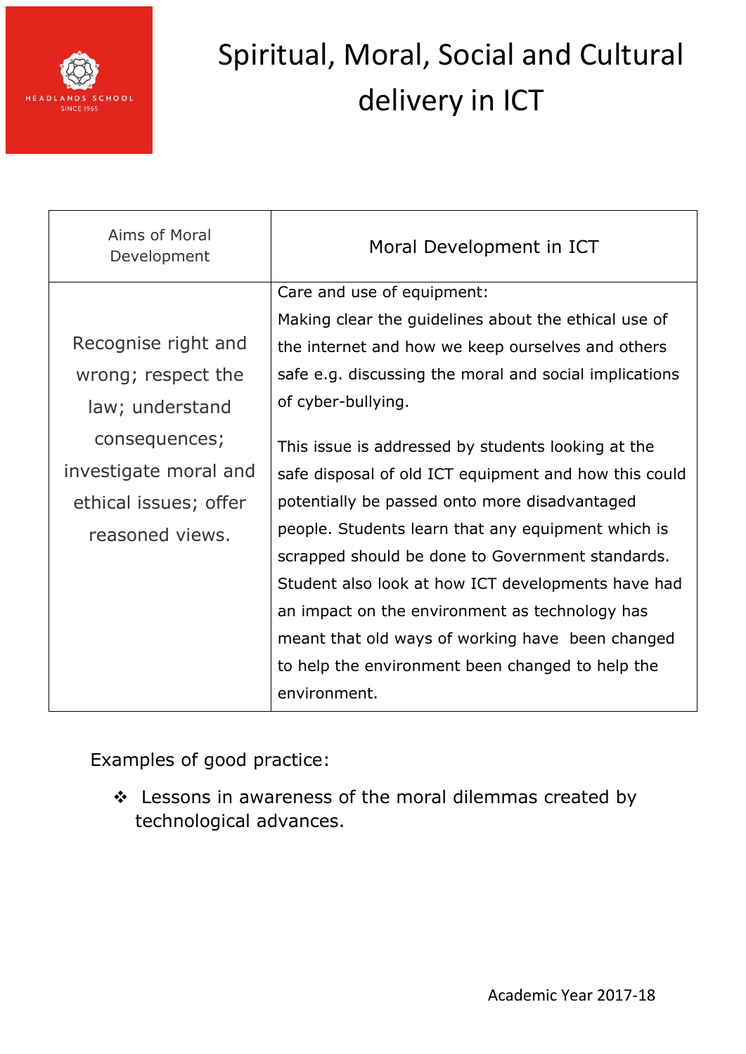# Spiritual, Moral, Social and Cultural delivery in ICT

| Aims of Moral Development | Moral Development in ICT |
|---|---|
| Recognise right and wrong; respect the law; understand consequences; investigate moral and ethical issues; offer reasoned views. | Care and use of equipment:<br>Making clear the guidelines about the ethical use of the internet and how we keep ourselves and others safe e.g. discussing the moral and social implications of cyber-bullying.<br><br>This issue is addressed by students looking at the safe disposal of old ICT equipment and how this could potentially be passed onto more disadvantaged people. Students learn that any equipment which is scrapped should be done to Government standards. Student also look at how ICT developments have had an impact on the environment as technology has meant that old ways of working have been changed to help the environment been changed to help the environment. |

Examples of good practice:

- Lessons in awareness of the moral dilemmas created by technological advances.

Academic Year 2017-18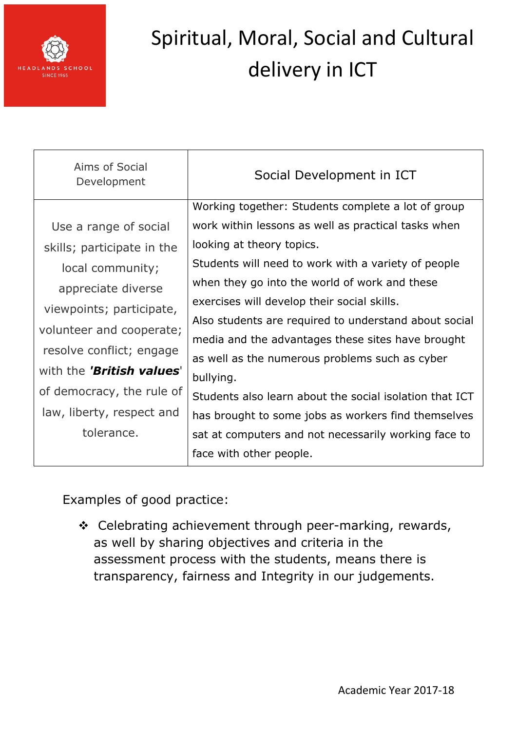# Spiritual, Moral, Social and Cultural delivery in ICT

| Aims of Social Development | Social Development in ICT |
|---|---|
| Use a range of social skills; participate in the local community; appreciate diverse viewpoints; participate, volunteer and cooperate; resolve conflict; engage with the ***'British values'*** of democracy, the rule of law, liberty, respect and tolerance. | Working together: Students complete a lot of group work within lessons as well as practical tasks when looking at theory topics.<br>Students will need to work with a variety of people when they go into the world of work and these exercises will develop their social skills.<br>Also students are required to understand about social media and the advantages these sites have brought as well as the numerous problems such as cyber bullying.<br>Students also learn about the social isolation that ICT has brought to some jobs as workers find themselves sat at computers and not necessarily working face to face with other people. |

Examples of good practice:

- Celebrating achievement through peer-marking, rewards, as well by sharing objectives and criteria in the assessment process with the students, means there is transparency, fairness and Integrity in our judgements.

Academic Year 2017-18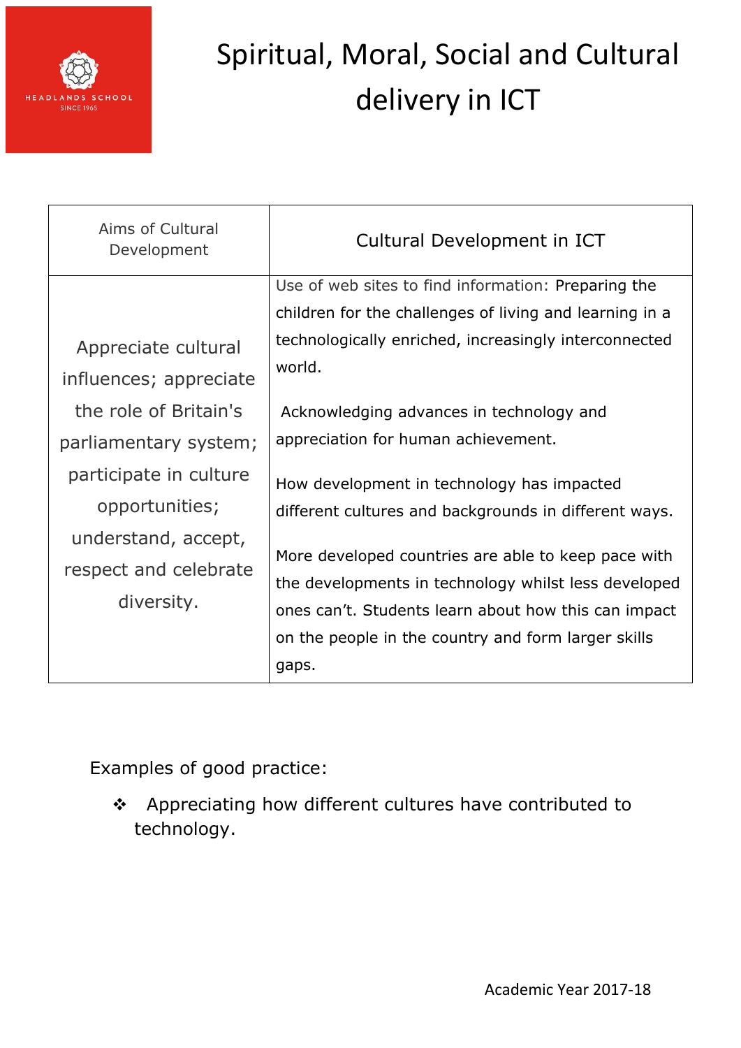# Spiritual, Moral, Social and Cultural delivery in ICT

| Aims of Cultural Development | Cultural Development in ICT |
|---|---|
| Appreciate cultural influences; appreciate the role of Britain's parliamentary system; participate in culture opportunities; understand, accept, respect and celebrate diversity. | Use of web sites to find information: Preparing the children for the challenges of living and learning in a technologically enriched, increasingly interconnected world.<br><br>Acknowledging advances in technology and appreciation for human achievement.<br><br>How development in technology has impacted different cultures and backgrounds in different ways.<br><br>More developed countries are able to keep pace with the developments in technology whilst less developed ones can't. Students learn about how this can impact on the people in the country and form larger skills gaps. |

Examples of good practice:

- Appreciating how different cultures have contributed to technology.

Academic Year 2017-18